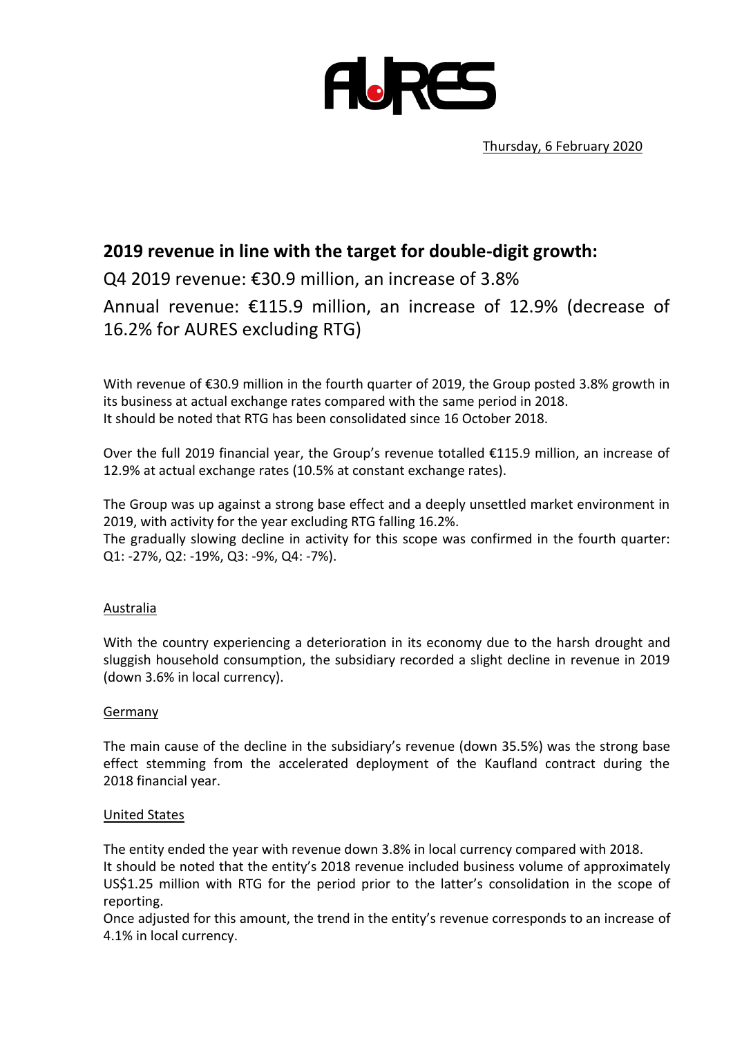Thursday, 6 February 2020

# 2019 revenue in line with the target for double-digit growth:

## Q4 2019 revenue: €30.9 million, an increase of 3.8%

## Annual revenue: €115.9 million, an increase of 12.9% (decrease of 16.2% for AURES excluding RTG)

With revenue of €30.9 million in the fourth quarter of 2019, the Group posted 3.8% growth in its business at actual exchange rates compared with the same period in 2018.
It should be noted that RTG has been consolidated since 16 October 2018.

Over the full 2019 financial year, the Group's revenue totalled €115.9 million, an increase of 12.9% at actual exchange rates (10.5% at constant exchange rates).

The Group was up against a strong base effect and a deeply unsettled market environment in 2019, with activity for the year excluding RTG falling 16.2%.
The gradually slowing decline in activity for this scope was confirmed in the fourth quarter: Q1: -27%, Q2: -19%, Q3: -9%, Q4: -7%).

### Australia

With the country experiencing a deterioration in its economy due to the harsh drought and sluggish household consumption, the subsidiary recorded a slight decline in revenue in 2019 (down 3.6% in local currency).

### Germany

The main cause of the decline in the subsidiary's revenue (down 35.5%) was the strong base effect stemming from the accelerated deployment of the Kaufland contract during the 2018 financial year.

### United States

The entity ended the year with revenue down 3.8% in local currency compared with 2018.
It should be noted that the entity's 2018 revenue included business volume of approximately US$1.25 million with RTG for the period prior to the latter's consolidation in the scope of reporting.
Once adjusted for this amount, the trend in the entity's revenue corresponds to an increase of 4.1% in local currency.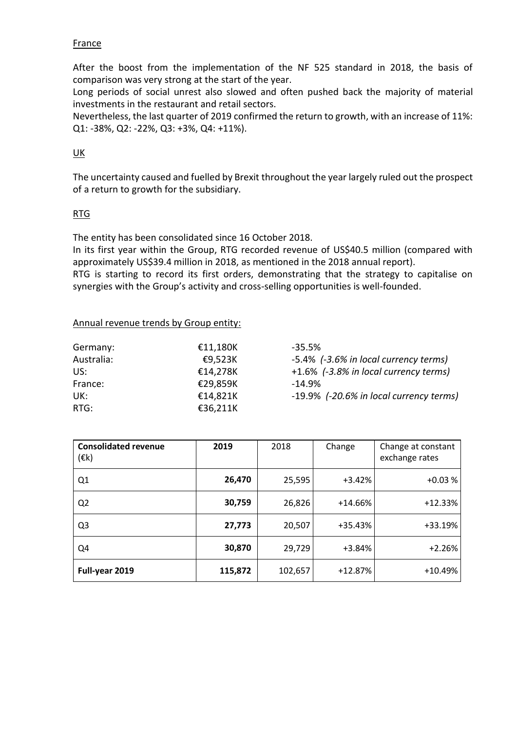France

After the boost from the implementation of the NF 525 standard in 2018, the basis of comparison was very strong at the start of the year.

Long periods of social unrest also slowed and often pushed back the majority of material investments in the restaurant and retail sectors.

Nevertheless, the last quarter of 2019 confirmed the return to growth, with an increase of 11%: Q1: -38%, Q2: -22%, Q3: +3%, Q4: +11%).

UK

The uncertainty caused and fuelled by Brexit throughout the year largely ruled out the prospect of a return to growth for the subsidiary.

RTG

The entity has been consolidated since 16 October 2018.

In its first year within the Group, RTG recorded revenue of US$40.5 million (compared with approximately US$39.4 million in 2018, as mentioned in the 2018 annual report).

RTG is starting to record its first orders, demonstrating that the strategy to capitalise on synergies with the Group's activity and cross-selling opportunities is well-founded.

Annual revenue trends by Group entity:

| | | |
|---|---|---|
| Germany: | €11,180K | -35.5% |
| Australia: | €9,523K | -5.4% *(-3.6% in local currency terms)* |
| US: | €14,278K | +1.6% *(-3.8% in local currency terms)* |
| France: | €29,859K | -14.9% |
| UK: | €14,821K | -19.9% *(-20.6% in local currency terms)* |
| RTG: | €36,211K | |

| **Consolidated revenue (€k)** | **2019** | 2018 | Change | Change at constant exchange rates |
|---|---|---|---|---|
| Q1 | **26,470** | 25,595 | +3.42% | +0.03 % |
| Q2 | **30,759** | 26,826 | +14.66% | +12.33% |
| Q3 | **27,773** | 20,507 | +35.43% | +33.19% |
| Q4 | **30,870** | 29,729 | +3.84% | +2.26% |
| **Full-year 2019** | **115,872** | 102,657 | +12.87% | +10.49% |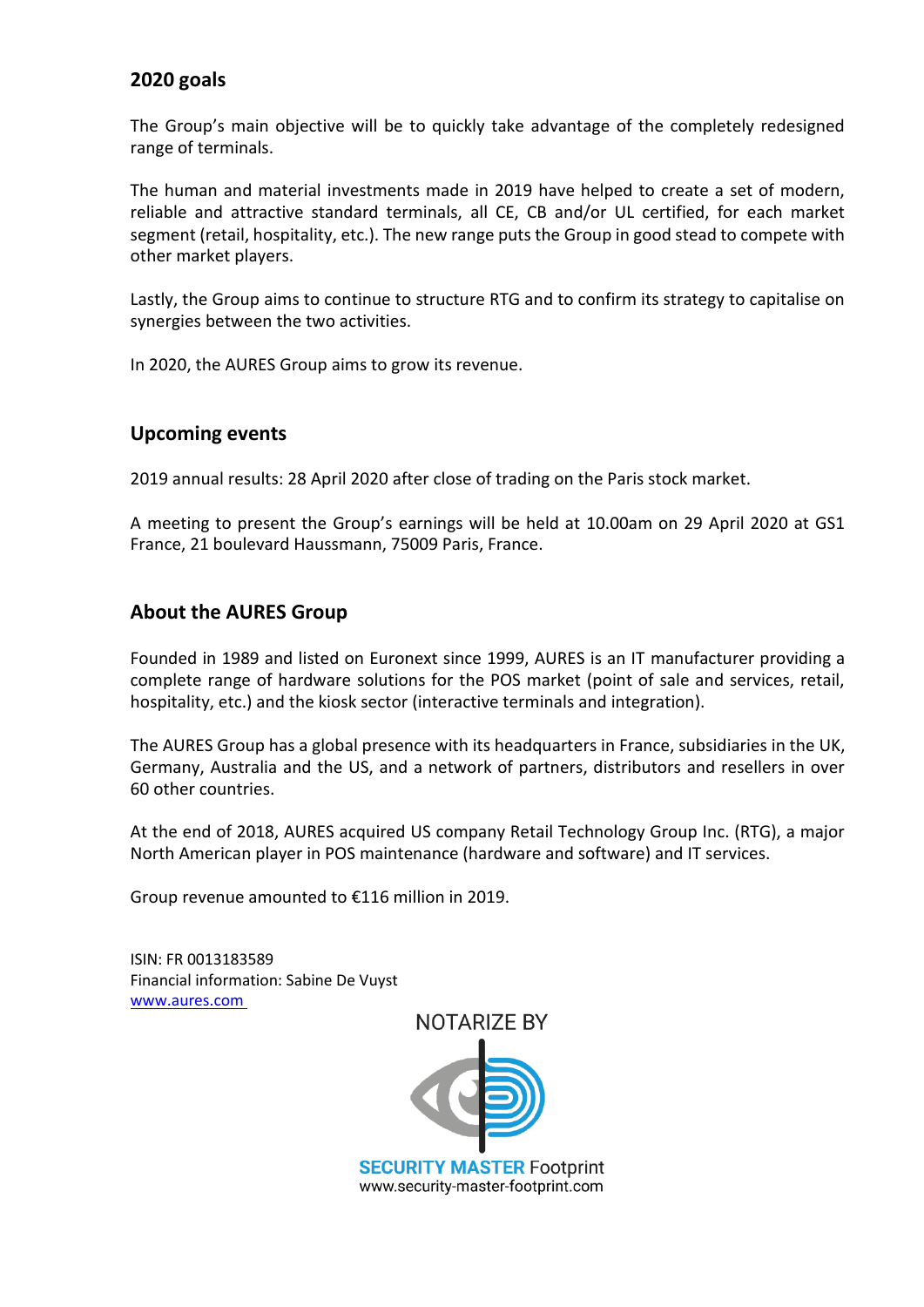## 2020 goals

The Group's main objective will be to quickly take advantage of the completely redesigned range of terminals.

The human and material investments made in 2019 have helped to create a set of modern, reliable and attractive standard terminals, all CE, CB and/or UL certified, for each market segment (retail, hospitality, etc.). The new range puts the Group in good stead to compete with other market players.

Lastly, the Group aims to continue to structure RTG and to confirm its strategy to capitalise on synergies between the two activities.

In 2020, the AURES Group aims to grow its revenue.

## Upcoming events

2019 annual results: 28 April 2020 after close of trading on the Paris stock market.

A meeting to present the Group's earnings will be held at 10.00am on 29 April 2020 at GS1 France, 21 boulevard Haussmann, 75009 Paris, France.

## About the AURES Group

Founded in 1989 and listed on Euronext since 1999, AURES is an IT manufacturer providing a complete range of hardware solutions for the POS market (point of sale and services, retail, hospitality, etc.) and the kiosk sector (interactive terminals and integration).

The AURES Group has a global presence with its headquarters in France, subsidiaries in the UK, Germany, Australia and the US, and a network of partners, distributors and resellers in over 60 other countries.

At the end of 2018, AURES acquired US company Retail Technology Group Inc. (RTG), a major North American player in POS maintenance (hardware and software) and IT services.

Group revenue amounted to €116 million in 2019.

ISIN: FR 0013183589
Financial information: Sabine De Vuyst
[www.aures.com](www.aures.com)

NOTARIZE BY

SECURITY MASTER Footprint
www.security-master-footprint.com